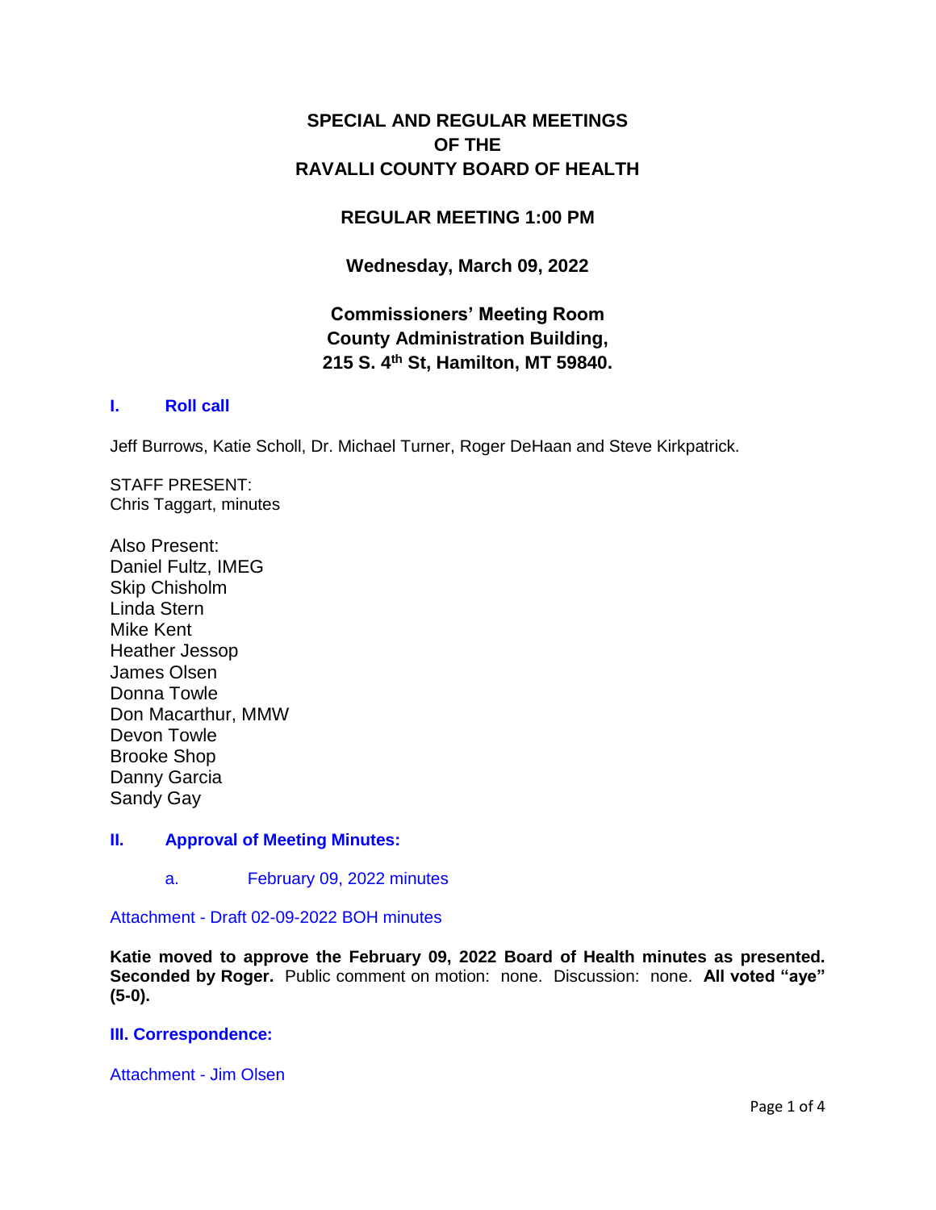# SPECIAL AND REGULAR MEETINGS OF THE RAVALLI COUNTY BOARD OF HEALTH

## REGULAR MEETING 1:00 PM

### Wednesday, March 09, 2022

### Commissioners' Meeting Room
### County Administration Building,
### 215 S. 4th St, Hamilton, MT 59840.

## I. Roll call

Jeff Burrows, Katie Scholl, Dr. Michael Turner, Roger DeHaan and Steve Kirkpatrick.

STAFF PRESENT:
Chris Taggart, minutes

Also Present:
Daniel Fultz, IMEG
Skip Chisholm
Linda Stern
Mike Kent
Heather Jessop
James Olsen
Donna Towle
Don Macarthur, MMW
Devon Towle
Brooke Shop
Danny Garcia
Sandy Gay

## II. Approval of Meeting Minutes:

a. February 09, 2022 minutes

Attachment - Draft 02-09-2022 BOH minutes

**Katie moved to approve the February 09, 2022 Board of Health minutes as presented. Seconded by Roger.** Public comment on motion: none. Discussion: none. **All voted "aye" (5-0).**

## III. Correspondence:

Attachment - Jim Olsen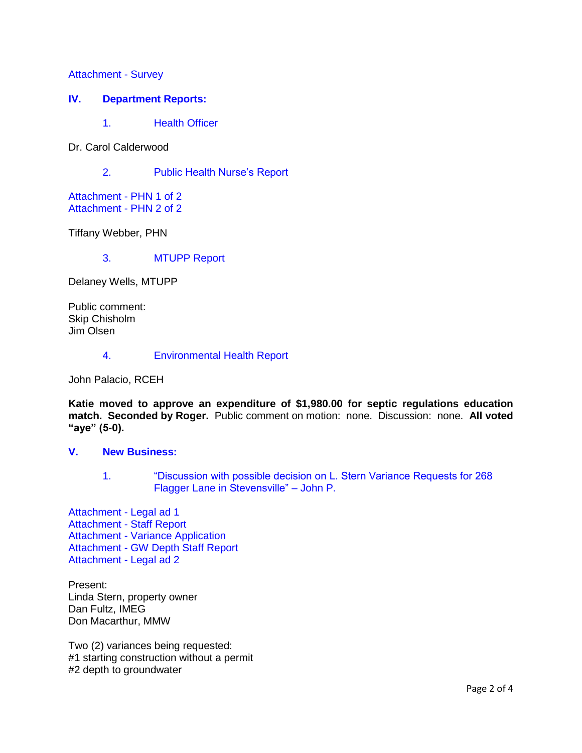Attachment - Survey

## IV. Department Reports:

### 1. Health Officer

Dr. Carol Calderwood

### 2. Public Health Nurse's Report

Attachment - PHN 1 of 2
Attachment - PHN 2 of 2

Tiffany Webber, PHN

### 3. MTUPP Report

Delaney Wells, MTUPP

Public comment:
Skip Chisholm
Jim Olsen

### 4. Environmental Health Report

John Palacio, RCEH

**Katie moved to approve an expenditure of $1,980.00 for septic regulations education match. Seconded by Roger.** Public comment on motion: none. Discussion: none. **All voted "aye" (5-0).**

## V. New Business:

### 1. "Discussion with possible decision on L. Stern Variance Requests for 268 Flagger Lane in Stevensville" – John P.

Attachment - Legal ad 1
Attachment - Staff Report
Attachment - Variance Application
Attachment - GW Depth Staff Report
Attachment - Legal ad 2

Present:
Linda Stern, property owner
Dan Fultz, IMEG
Don Macarthur, MMW

Two (2) variances being requested:
#1 starting construction without a permit
#2 depth to groundwater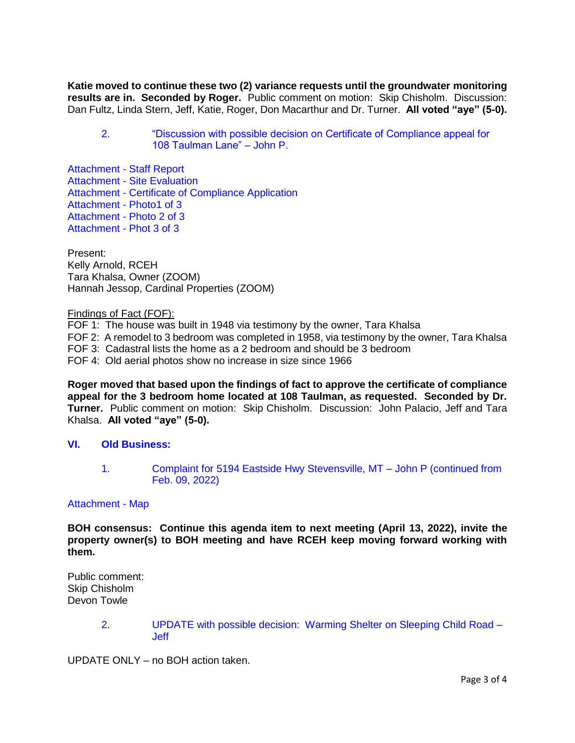**Katie moved to continue these two (2) variance requests until the groundwater monitoring results are in. Seconded by Roger.** Public comment on motion: Skip Chisholm. Discussion: Dan Fultz, Linda Stern, Jeff, Katie, Roger, Don Macarthur and Dr. Turner. **All voted "aye" (5-0).**

2. "Discussion with possible decision on Certificate of Compliance appeal for 108 Taulman Lane" – John P.

Attachment - Staff Report
Attachment - Site Evaluation
Attachment - Certificate of Compliance Application
Attachment - Photo1 of 3
Attachment - Photo 2 of 3
Attachment - Phot 3 of 3

Present:
Kelly Arnold, RCEH
Tara Khalsa, Owner (ZOOM)
Hannah Jessop, Cardinal Properties (ZOOM)

Findings of Fact (FOF):

FOF 1: The house was built in 1948 via testimony by the owner, Tara Khalsa
FOF 2: A remodel to 3 bedroom was completed in 1958, via testimony by the owner, Tara Khalsa
FOF 3: Cadastral lists the home as a 2 bedroom and should be 3 bedroom
FOF 4: Old aerial photos show no increase in size since 1966

**Roger moved that based upon the findings of fact to approve the certificate of compliance appeal for the 3 bedroom home located at 108 Taulman, as requested. Seconded by Dr. Turner.** Public comment on motion: Skip Chisholm. Discussion: John Palacio, Jeff and Tara Khalsa. **All voted "aye" (5-0).**

## VI. Old Business:

1. Complaint for 5194 Eastside Hwy Stevensville, MT – John P (continued from Feb. 09, 2022)

Attachment - Map

**BOH consensus: Continue this agenda item to next meeting (April 13, 2022), invite the property owner(s) to BOH meeting and have RCEH keep moving forward working with them.**

Public comment:
Skip Chisholm
Devon Towle

2. UPDATE with possible decision: Warming Shelter on Sleeping Child Road – Jeff

UPDATE ONLY – no BOH action taken.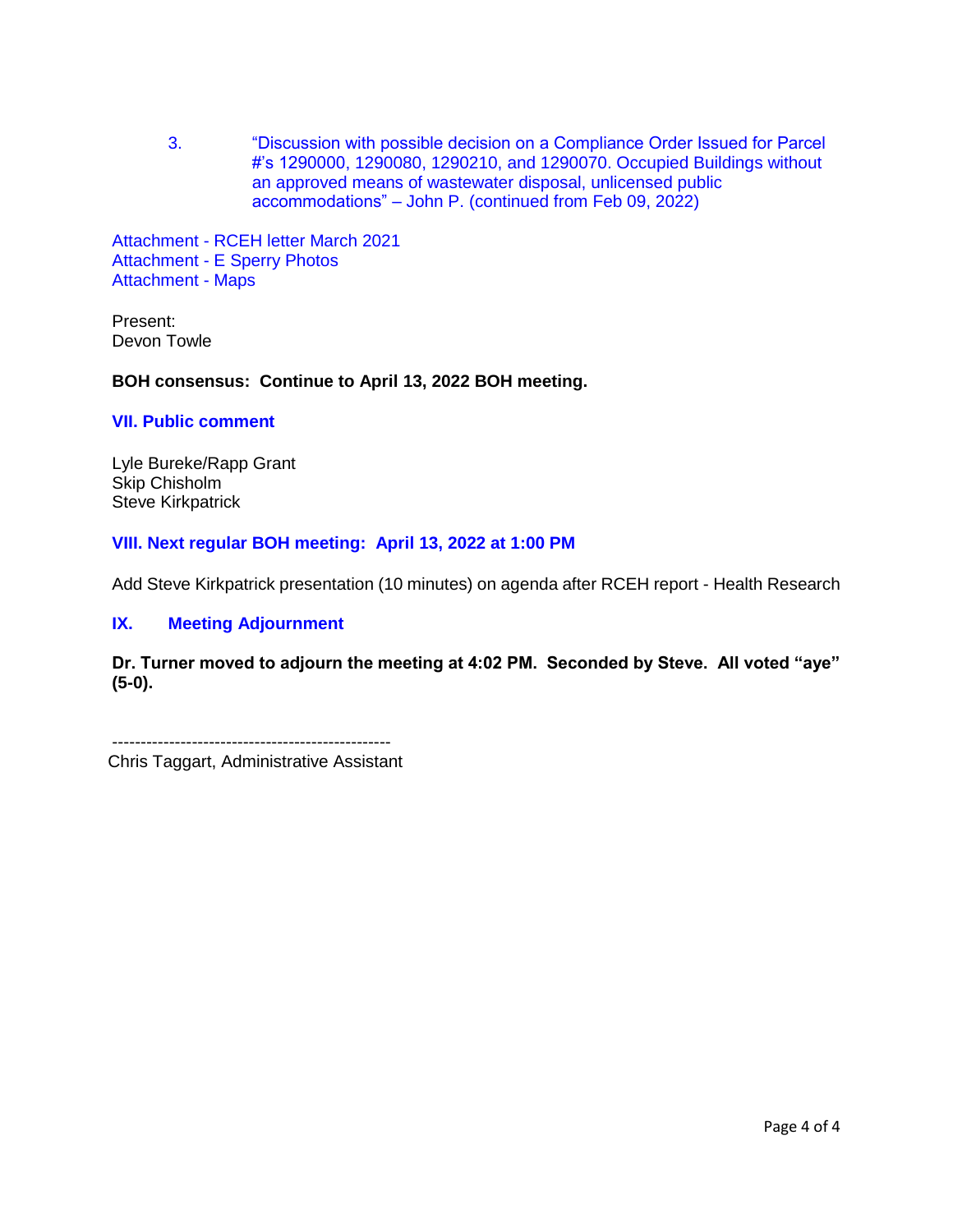3. "Discussion with possible decision on a Compliance Order Issued for Parcel #'s 1290000, 1290080, 1290210, and 1290070. Occupied Buildings without an approved means of wastewater disposal, unlicensed public accommodations" – John P. (continued from Feb 09, 2022)

Attachment - RCEH letter March 2021
Attachment - E Sperry Photos
Attachment - Maps

Present:
Devon Towle

**BOH consensus: Continue to April 13, 2022 BOH meeting.**

### VII. Public comment

Lyle Bureke/Rapp Grant
Skip Chisholm
Steve Kirkpatrick

### VIII. Next regular BOH meeting: April 13, 2022 at 1:00 PM

Add Steve Kirkpatrick presentation (10 minutes) on agenda after RCEH report - Health Research

### IX. Meeting Adjournment

**Dr. Turner moved to adjourn the meeting at 4:02 PM. Seconded by Steve. All voted "aye" (5-0).**

-------------------------------------------------
Chris Taggart, Administrative Assistant